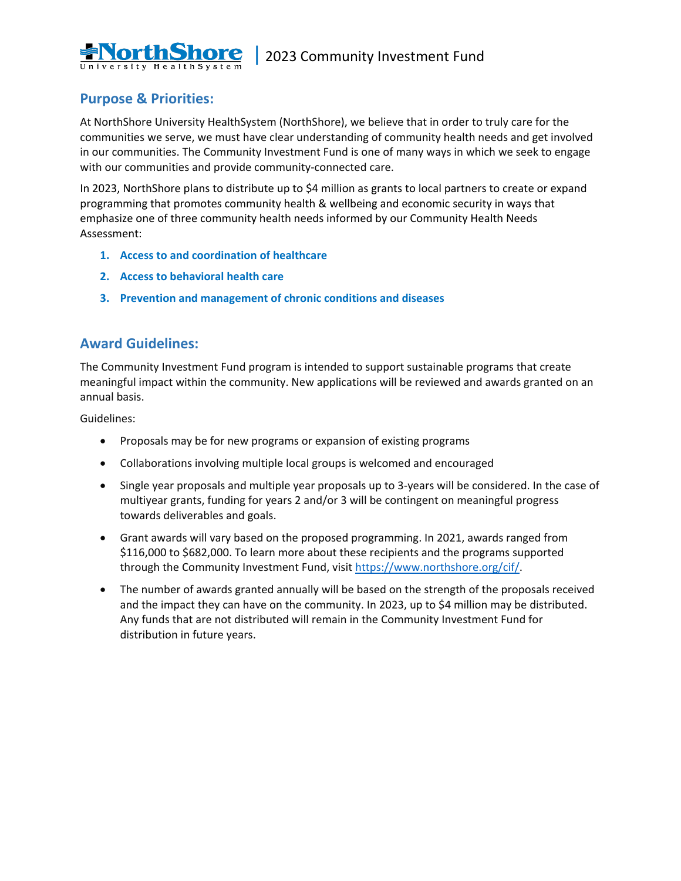# NorthShore University HealthSystem | 2023 Community Investment Fund

## Purpose & Priorities:

At NorthShore University HealthSystem (NorthShore), we believe that in order to truly care for the communities we serve, we must have clear understanding of community health needs and get involved in our communities. The Community Investment Fund is one of many ways in which we seek to engage with our communities and provide community-connected care.

In 2023, NorthShore plans to distribute up to $4 million as grants to local partners to create or expand programming that promotes community health & wellbeing and economic security in ways that emphasize one of three community health needs informed by our Community Health Needs Assessment:

1. **Access to and coordination of healthcare**
2. **Access to behavioral health care**
3. **Prevention and management of chronic conditions and diseases**

## Award Guidelines:

The Community Investment Fund program is intended to support sustainable programs that create meaningful impact within the community. New applications will be reviewed and awards granted on an annual basis.

Guidelines:

- Proposals may be for new programs or expansion of existing programs
- Collaborations involving multiple local groups is welcomed and encouraged
- Single year proposals and multiple year proposals up to 3-years will be considered. In the case of multiyear grants, funding for years 2 and/or 3 will be contingent on meaningful progress towards deliverables and goals.
- Grant awards will vary based on the proposed programming. In 2021, awards ranged from $116,000 to $682,000. To learn more about these recipients and the programs supported through the Community Investment Fund, visit https://www.northshore.org/cif/.
- The number of awards granted annually will be based on the strength of the proposals received and the impact they can have on the community. In 2023, up to $4 million may be distributed. Any funds that are not distributed will remain in the Community Investment Fund for distribution in future years.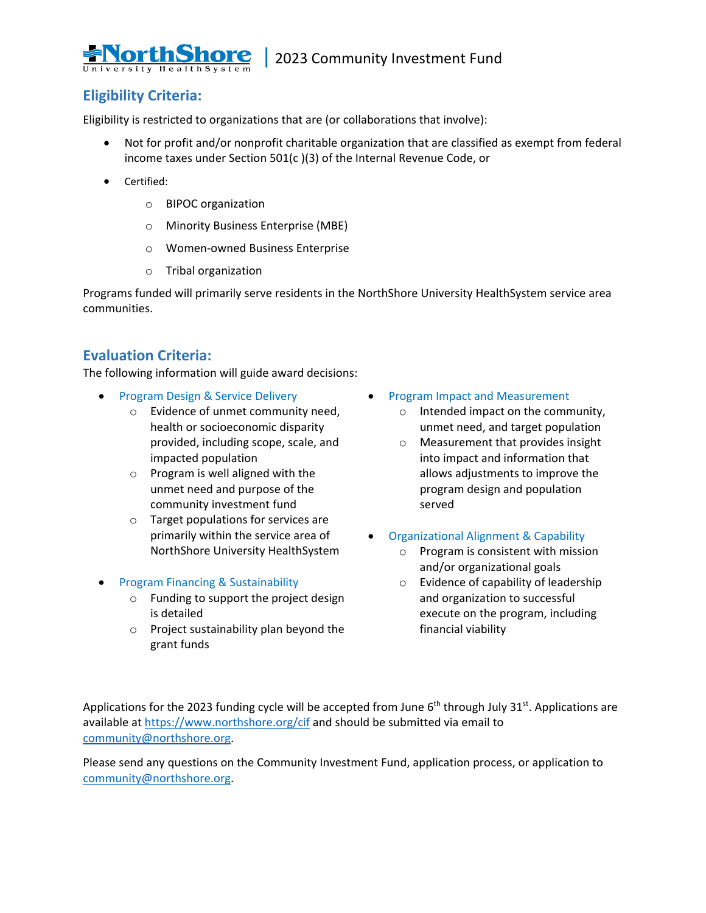## Eligibility Criteria:

Eligibility is restricted to organizations that are (or collaborations that involve):

- Not for profit and/or nonprofit charitable organization that are classified as exempt from federal income taxes under Section 501(c )(3) of the Internal Revenue Code, or
- Certified:
  - BIPOC organization
  - Minority Business Enterprise (MBE)
  - Women-owned Business Enterprise
  - Tribal organization

Programs funded will primarily serve residents in the NorthShore University HealthSystem service area communities.

## Evaluation Criteria:

The following information will guide award decisions:

- Program Design & Service Delivery
  - Evidence of unmet community need, health or socioeconomic disparity provided, including scope, scale, and impacted population
  - Program is well aligned with the unmet need and purpose of the community investment fund
  - Target populations for services are primarily within the service area of NorthShore University HealthSystem
- Program Financing & Sustainability
  - Funding to support the project design is detailed
  - Project sustainability plan beyond the grant funds
- Program Impact and Measurement
  - Intended impact on the community, unmet need, and target population
  - Measurement that provides insight into impact and information that allows adjustments to improve the program design and population served
- Organizational Alignment & Capability
  - Program is consistent with mission and/or organizational goals
  - Evidence of capability of leadership and organization to successful execute on the program, including financial viability

Applications for the 2023 funding cycle will be accepted from June 6th through July 31st. Applications are available at https://www.northshore.org/cif and should be submitted via email to community@northshore.org.

Please send any questions on the Community Investment Fund, application process, or application to community@northshore.org.